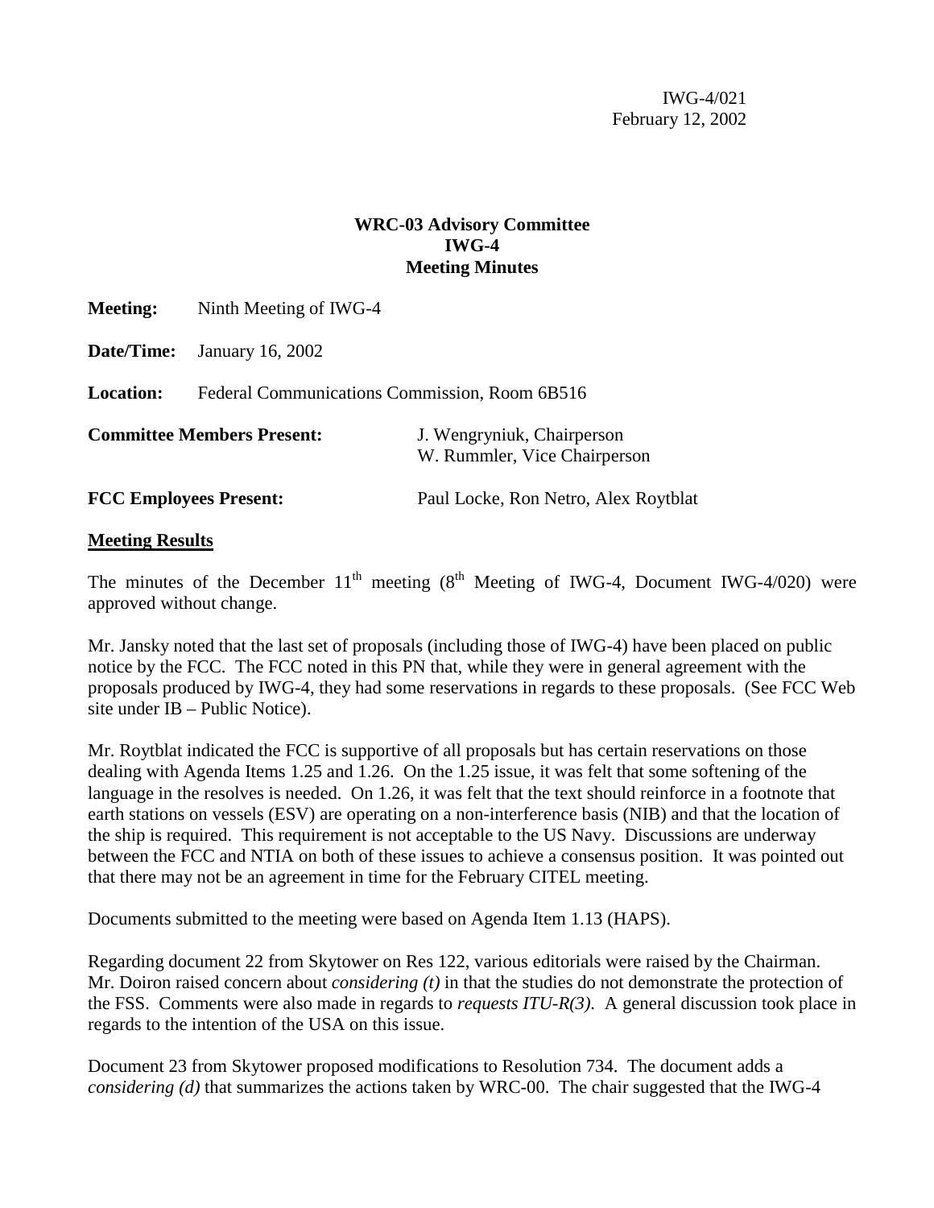IWG-4/021
February 12, 2002

**WRC-03 Advisory Committee**
**IWG-4**
**Meeting Minutes**

**Meeting:** Ninth Meeting of IWG-4

**Date/Time:** January 16, 2002

**Location:** Federal Communications Commission, Room 6B516

**Committee Members Present:** J. Wengryniuk, Chairperson; W. Rummler, Vice Chairperson

**FCC Employees Present:** Paul Locke, Ron Netro, Alex Roytblat

**Meeting Results**

The minutes of the December 11th meeting (8th Meeting of IWG-4, Document IWG-4/020) were approved without change.

Mr. Jansky noted that the last set of proposals (including those of IWG-4) have been placed on public notice by the FCC. The FCC noted in this PN that, while they were in general agreement with the proposals produced by IWG-4, they had some reservations in regards to these proposals. (See FCC Web site under IB – Public Notice).

Mr. Roytblat indicated the FCC is supportive of all proposals but has certain reservations on those dealing with Agenda Items 1.25 and 1.26. On the 1.25 issue, it was felt that some softening of the language in the resolves is needed. On 1.26, it was felt that the text should reinforce in a footnote that earth stations on vessels (ESV) are operating on a non-interference basis (NIB) and that the location of the ship is required. This requirement is not acceptable to the US Navy. Discussions are underway between the FCC and NTIA on both of these issues to achieve a consensus position. It was pointed out that there may not be an agreement in time for the February CITEL meeting.

Documents submitted to the meeting were based on Agenda Item 1.13 (HAPS).

Regarding document 22 from Skytower on Res 122, various editorials were raised by the Chairman. Mr. Doiron raised concern about *considering (t)* in that the studies do not demonstrate the protection of the FSS. Comments were also made in regards to *requests ITU-R(3)*. A general discussion took place in regards to the intention of the USA on this issue.

Document 23 from Skytower proposed modifications to Resolution 734. The document adds a *considering (d)* that summarizes the actions taken by WRC-00. The chair suggested that the IWG-4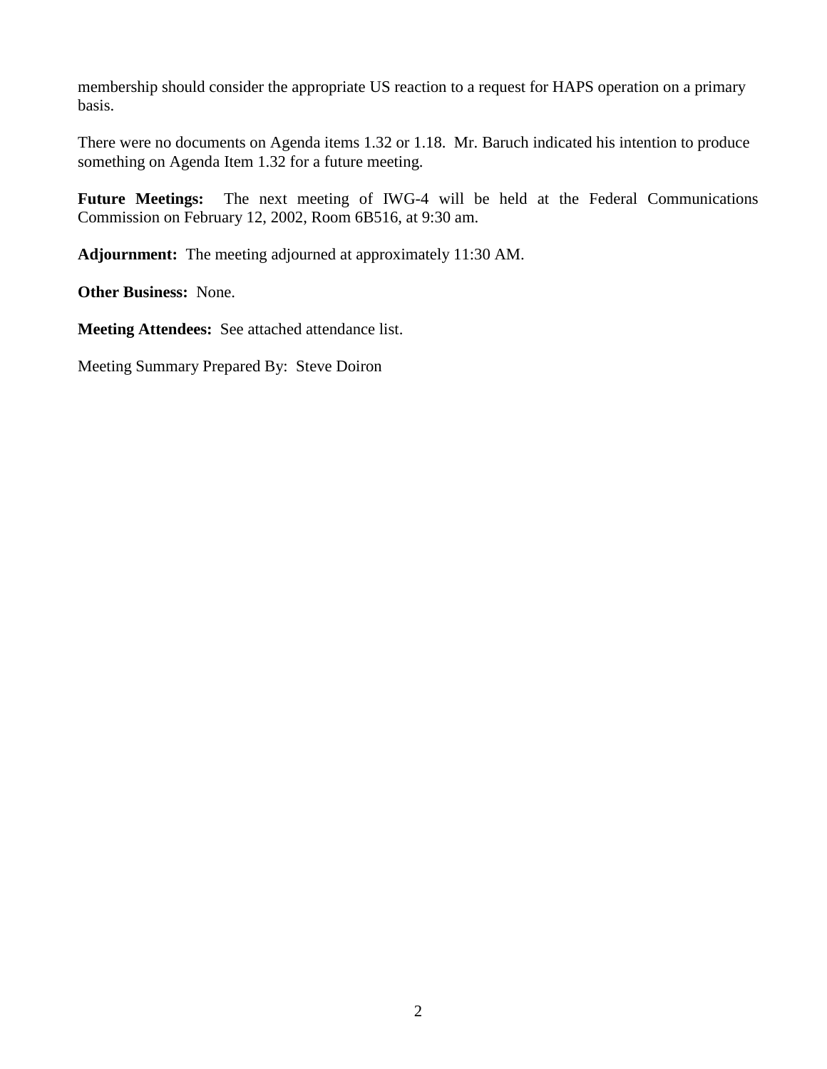membership should consider the appropriate US reaction to a request for HAPS operation on a primary basis.

There were no documents on Agenda items 1.32 or 1.18. Mr. Baruch indicated his intention to produce something on Agenda Item 1.32 for a future meeting.

**Future Meetings:** The next meeting of IWG-4 will be held at the Federal Communications Commission on February 12, 2002, Room 6B516, at 9:30 am.

**Adjournment:** The meeting adjourned at approximately 11:30 AM.

**Other Business:** None.

**Meeting Attendees:** See attached attendance list.

Meeting Summary Prepared By: Steve Doiron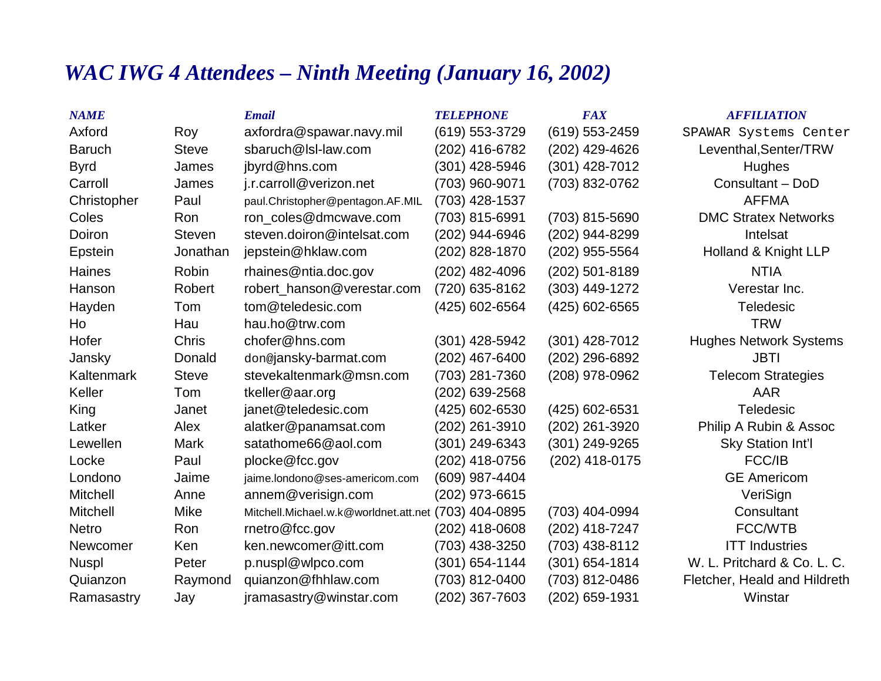# WAC IWG 4 Attendees – Ninth Meeting (January 16, 2002)

| NAME | | Email | TELEPHONE | FAX | AFFILIATION |
|---|---|---|---|---|---|
| Axford | Roy | axfordra@spawar.navy.mil | (619) 553-3729 | (619) 553-2459 | SPAWAR Systems Center |
| Baruch | Steve | sbaruch@lsl-law.com | (202) 416-6782 | (202) 429-4626 | Leventhal,Senter/TRW |
| Byrd | James | jbyrd@hns.com | (301) 428-5946 | (301) 428-7012 | Hughes |
| Carroll | James | j.r.carroll@verizon.net | (703) 960-9071 | (703) 832-0762 | Consultant – DoD |
| Christopher | Paul | paul.Christopher@pentagon.AF.MIL | (703) 428-1537 | | AFFMA |
| Coles | Ron | ron_coles@dmcwave.com | (703) 815-6991 | (703) 815-5690 | DMC Stratex Networks |
| Doiron | Steven | steven.doiron@intelsat.com | (202) 944-6946 | (202) 944-8299 | Intelsat |
| Epstein | Jonathan | jepstein@hklaw.com | (202) 828-1870 | (202) 955-5564 | Holland & Knight LLP |
| Haines | Robin | rhaines@ntia.doc.gov | (202) 482-4096 | (202) 501-8189 | NTIA |
| Hanson | Robert | robert_hanson@verestar.com | (720) 635-8162 | (303) 449-1272 | Verestar Inc. |
| Hayden | Tom | tom@teledesic.com | (425) 602-6564 | (425) 602-6565 | Teledesic |
| Ho | Hau | hau.ho@trw.com | | | TRW |
| Hofer | Chris | chofer@hns.com | (301) 428-5942 | (301) 428-7012 | Hughes Network Systems |
| Jansky | Donald | don@jansky-barmat.com | (202) 467-6400 | (202) 296-6892 | JBTI |
| Kaltenmark | Steve | stevekaltenmark@msn.com | (703) 281-7360 | (208) 978-0962 | Telecom Strategies |
| Keller | Tom | tkeller@aar.org | (202) 639-2568 | | AAR |
| King | Janet | janet@teledesic.com | (425) 602-6530 | (425) 602-6531 | Teledesic |
| Latker | Alex | alatker@panamsat.com | (202) 261-3910 | (202) 261-3920 | Philip A Rubin & Assoc |
| Lewellen | Mark | satathome66@aol.com | (301) 249-6343 | (301) 249-9265 | Sky Station Int'l |
| Locke | Paul | plocke@fcc.gov | (202) 418-0756 | (202) 418-0175 | FCC/IB |
| Londono | Jaime | jaime.londono@ses-americom.com | (609) 987-4404 | | GE Americom |
| Mitchell | Anne | annem@verisign.com | (202) 973-6615 | | VeriSign |
| Mitchell | Mike | Mitchell.Michael.w.k@worldnet.att.net | (703) 404-0895 | (703) 404-0994 | Consultant |
| Netro | Ron | rnetro@fcc.gov | (202) 418-0608 | (202) 418-7247 | FCC/WTB |
| Newcomer | Ken | ken.newcomer@itt.com | (703) 438-3250 | (703) 438-8112 | ITT Industries |
| Nuspl | Peter | p.nuspl@wlpco.com | (301) 654-1144 | (301) 654-1814 | W. L. Pritchard & Co. L. C. |
| Quianzon | Raymond | quianzon@fhhlaw.com | (703) 812-0400 | (703) 812-0486 | Fletcher, Heald and Hildreth |
| Ramasastry | Jay | jramasastry@winstar.com | (202) 367-7603 | (202) 659-1931 | Winstar |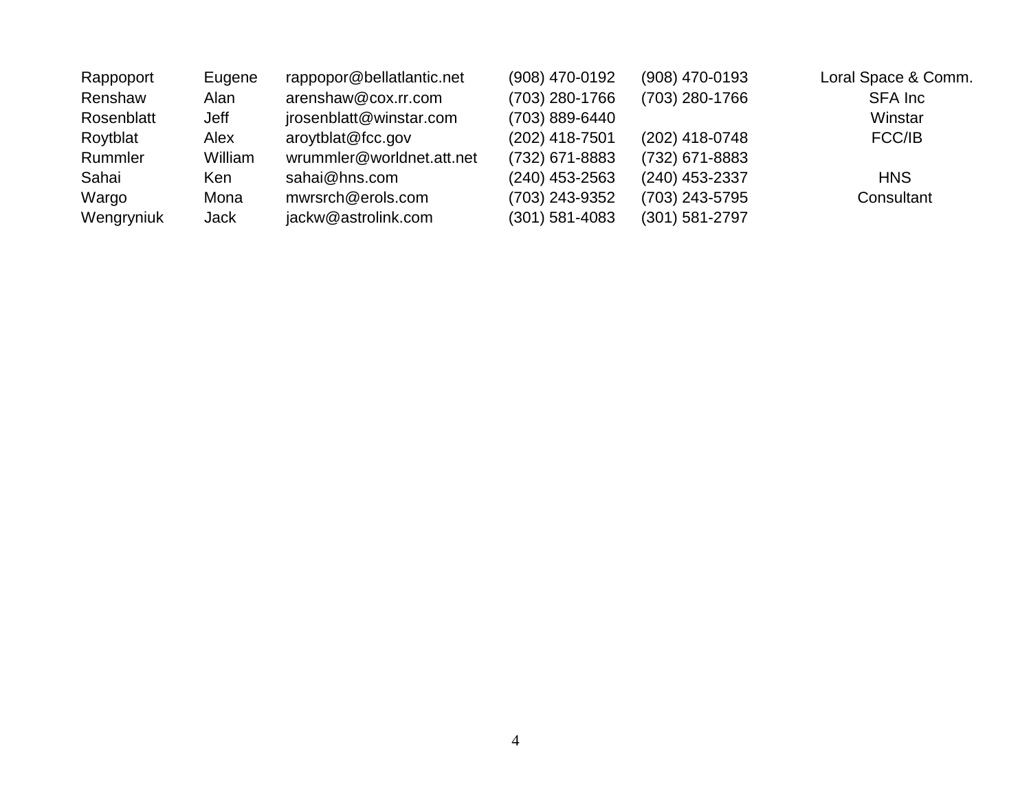| | | | | | |
|---|---|---|---|---|---|
| Rappoport | Eugene | rappopor@bellatlantic.net | (908) 470-0192 | (908) 470-0193 | Loral Space & Comm. |
| Renshaw | Alan | arenshaw@cox.rr.com | (703) 280-1766 | (703) 280-1766 | SFA Inc |
| Rosenblatt | Jeff | jrosenblatt@winstar.com | (703) 889-6440 | | Winstar |
| Roytblat | Alex | aroytblat@fcc.gov | (202) 418-7501 | (202) 418-0748 | FCC/IB |
| Rummler | William | wrummler@worldnet.att.net | (732) 671-8883 | (732) 671-8883 | |
| Sahai | Ken | sahai@hns.com | (240) 453-2563 | (240) 453-2337 | HNS |
| Wargo | Mona | mwrsrch@erols.com | (703) 243-9352 | (703) 243-5795 | Consultant |
| Wengryniuk | Jack | jackw@astrolink.com | (301) 581-4083 | (301) 581-2797 | |